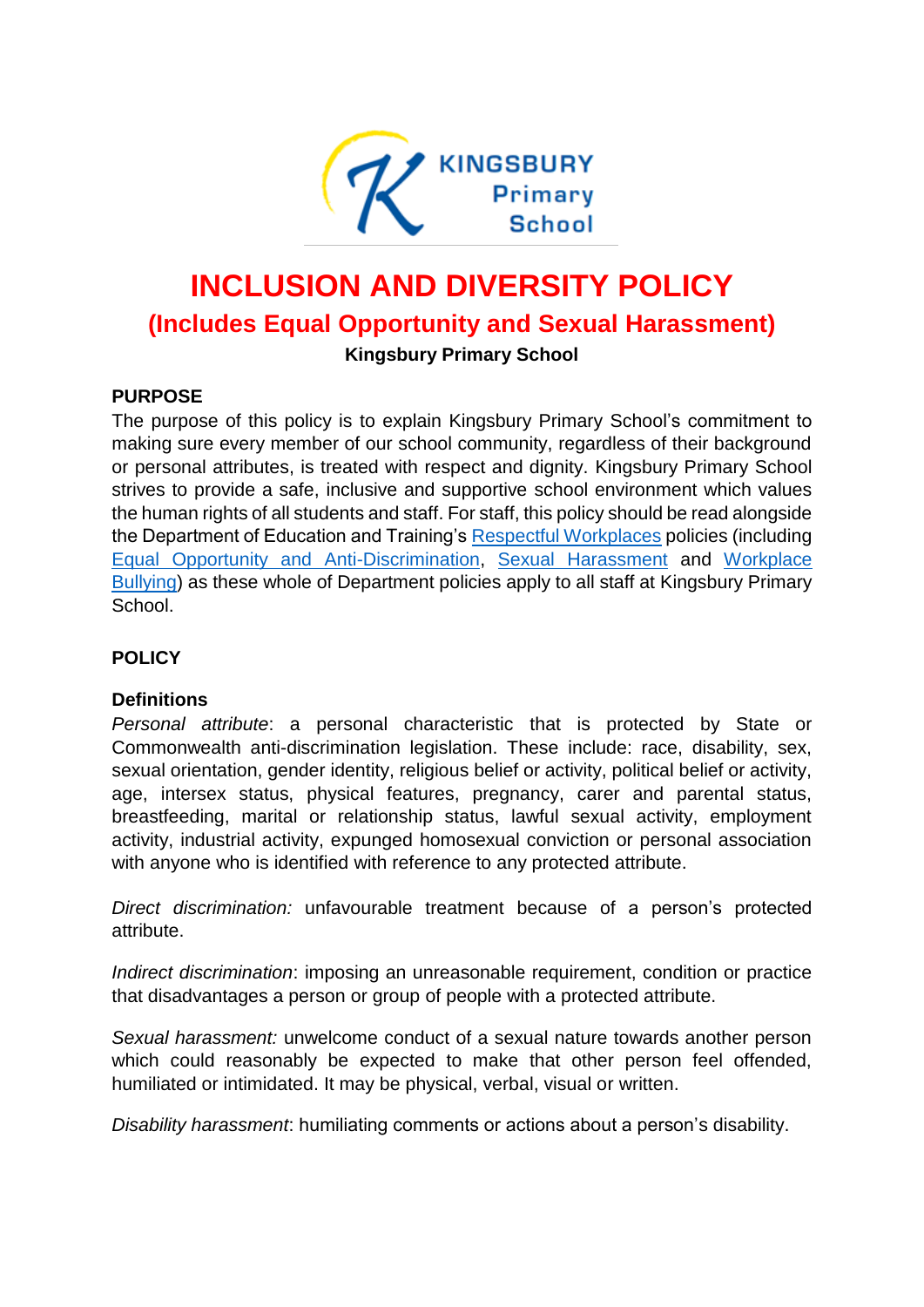# INCLUSION AND DIVERSITY POLICY

## (Includes Equal Opportunity and Sexual Harassment)

**Kingsbury Primary School**

### PURPOSE

The purpose of this policy is to explain Kingsbury Primary School's commitment to making sure every member of our school community, regardless of their background or personal attributes, is treated with respect and dignity. Kingsbury Primary School strives to provide a safe, inclusive and supportive school environment which values the human rights of all students and staff. For staff, this policy should be read alongside the Department of Education and Training's Respectful Workplaces policies (including Equal Opportunity and Anti-Discrimination, Sexual Harassment and Workplace Bullying) as these whole of Department policies apply to all staff at Kingsbury Primary School.

### POLICY

#### Definitions

*Personal attribute*: a personal characteristic that is protected by State or Commonwealth anti-discrimination legislation. These include: race, disability, sex, sexual orientation, gender identity, religious belief or activity, political belief or activity, age, intersex status, physical features, pregnancy, carer and parental status, breastfeeding, marital or relationship status, lawful sexual activity, employment activity, industrial activity, expunged homosexual conviction or personal association with anyone who is identified with reference to any protected attribute.

*Direct discrimination:* unfavourable treatment because of a person's protected attribute.

*Indirect discrimination*: imposing an unreasonable requirement, condition or practice that disadvantages a person or group of people with a protected attribute.

*Sexual harassment:* unwelcome conduct of a sexual nature towards another person which could reasonably be expected to make that other person feel offended, humiliated or intimidated. It may be physical, verbal, visual or written.

*Disability harassment*: humiliating comments or actions about a person's disability.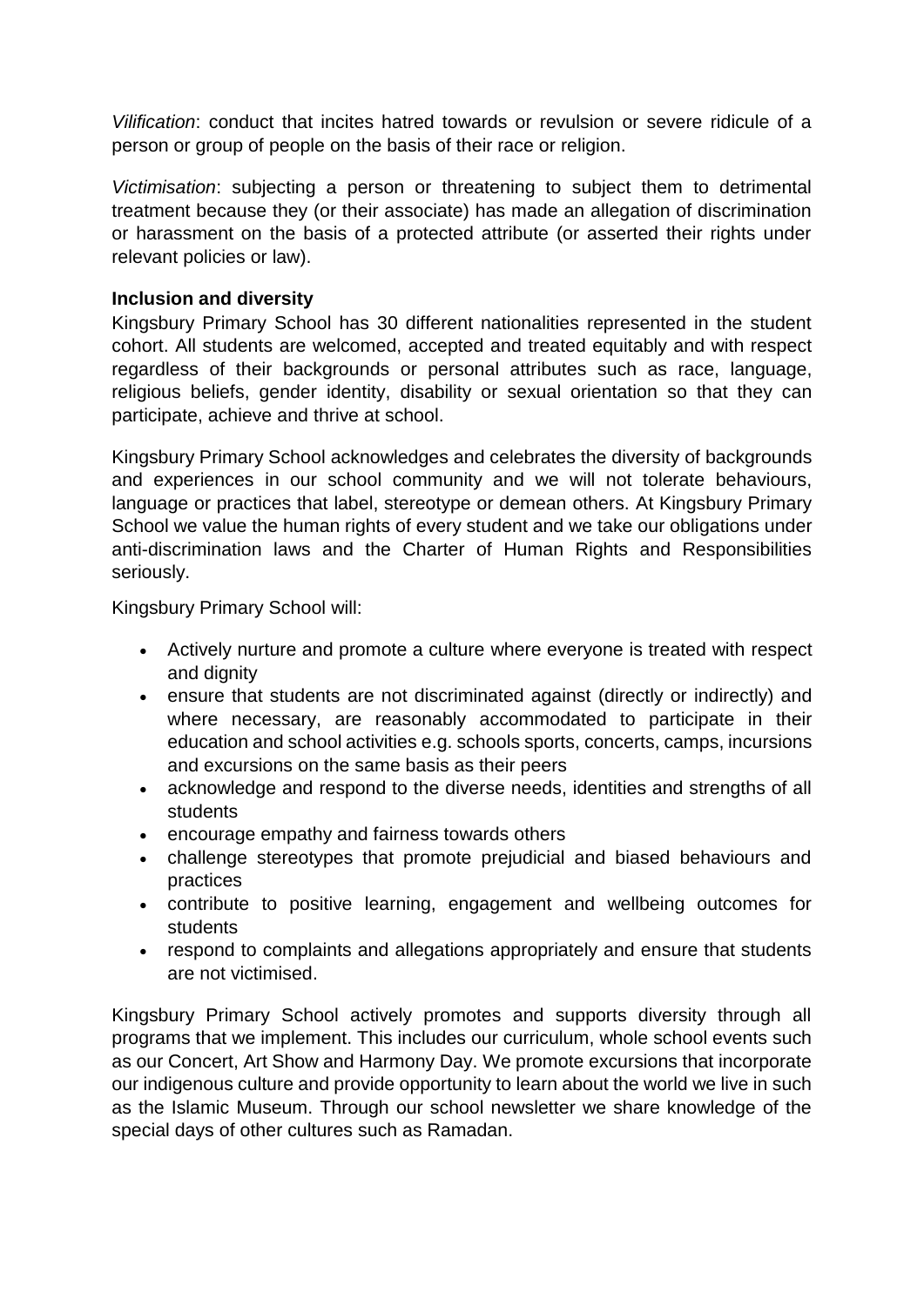*Vilification*: conduct that incites hatred towards or revulsion or severe ridicule of a person or group of people on the basis of their race or religion.

*Victimisation*: subjecting a person or threatening to subject them to detrimental treatment because they (or their associate) has made an allegation of discrimination or harassment on the basis of a protected attribute (or asserted their rights under relevant policies or law).

**Inclusion and diversity**

Kingsbury Primary School has 30 different nationalities represented in the student cohort. All students are welcomed, accepted and treated equitably and with respect regardless of their backgrounds or personal attributes such as race, language, religious beliefs, gender identity, disability or sexual orientation so that they can participate, achieve and thrive at school.

Kingsbury Primary School acknowledges and celebrates the diversity of backgrounds and experiences in our school community and we will not tolerate behaviours, language or practices that label, stereotype or demean others. At Kingsbury Primary School we value the human rights of every student and we take our obligations under anti-discrimination laws and the Charter of Human Rights and Responsibilities seriously.

Kingsbury Primary School will:

- Actively nurture and promote a culture where everyone is treated with respect and dignity
- ensure that students are not discriminated against (directly or indirectly) and where necessary, are reasonably accommodated to participate in their education and school activities e.g. schools sports, concerts, camps, incursions and excursions on the same basis as their peers
- acknowledge and respond to the diverse needs, identities and strengths of all students
- encourage empathy and fairness towards others
- challenge stereotypes that promote prejudicial and biased behaviours and practices
- contribute to positive learning, engagement and wellbeing outcomes for students
- respond to complaints and allegations appropriately and ensure that students are not victimised.

Kingsbury Primary School actively promotes and supports diversity through all programs that we implement. This includes our curriculum, whole school events such as our Concert, Art Show and Harmony Day. We promote excursions that incorporate our indigenous culture and provide opportunity to learn about the world we live in such as the Islamic Museum. Through our school newsletter we share knowledge of the special days of other cultures such as Ramadan.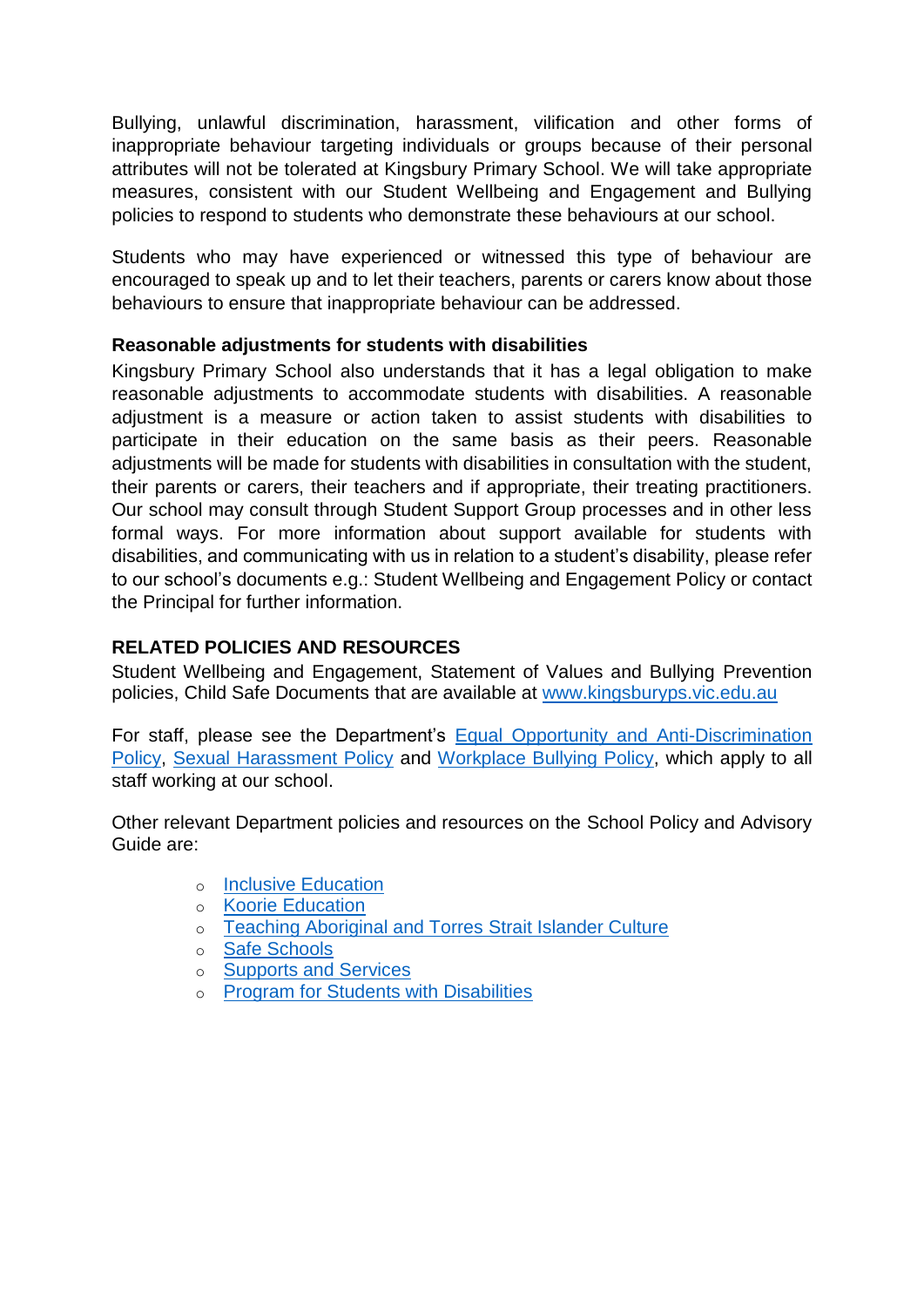Bullying, unlawful discrimination, harassment, vilification and other forms of inappropriate behaviour targeting individuals or groups because of their personal attributes will not be tolerated at Kingsbury Primary School. We will take appropriate measures, consistent with our Student Wellbeing and Engagement and Bullying policies to respond to students who demonstrate these behaviours at our school.

Students who may have experienced or witnessed this type of behaviour are encouraged to speak up and to let their teachers, parents or carers know about those behaviours to ensure that inappropriate behaviour can be addressed.

**Reasonable adjustments for students with disabilities**

Kingsbury Primary School also understands that it has a legal obligation to make reasonable adjustments to accommodate students with disabilities. A reasonable adjustment is a measure or action taken to assist students with disabilities to participate in their education on the same basis as their peers. Reasonable adjustments will be made for students with disabilities in consultation with the student, their parents or carers, their teachers and if appropriate, their treating practitioners. Our school may consult through Student Support Group processes and in other less formal ways. For more information about support available for students with disabilities, and communicating with us in relation to a student's disability, please refer to our school's documents e.g.: Student Wellbeing and Engagement Policy or contact the Principal for further information.

## RELATED POLICIES AND RESOURCES

Student Wellbeing and Engagement, Statement of Values and Bullying Prevention policies, Child Safe Documents that are available at www.kingsburyps.vic.edu.au

For staff, please see the Department's Equal Opportunity and Anti-Discrimination Policy, Sexual Harassment Policy and Workplace Bullying Policy, which apply to all staff working at our school.

Other relevant Department policies and resources on the School Policy and Advisory Guide are:

- Inclusive Education
- Koorie Education
- Teaching Aboriginal and Torres Strait Islander Culture
- Safe Schools
- Supports and Services
- Program for Students with Disabilities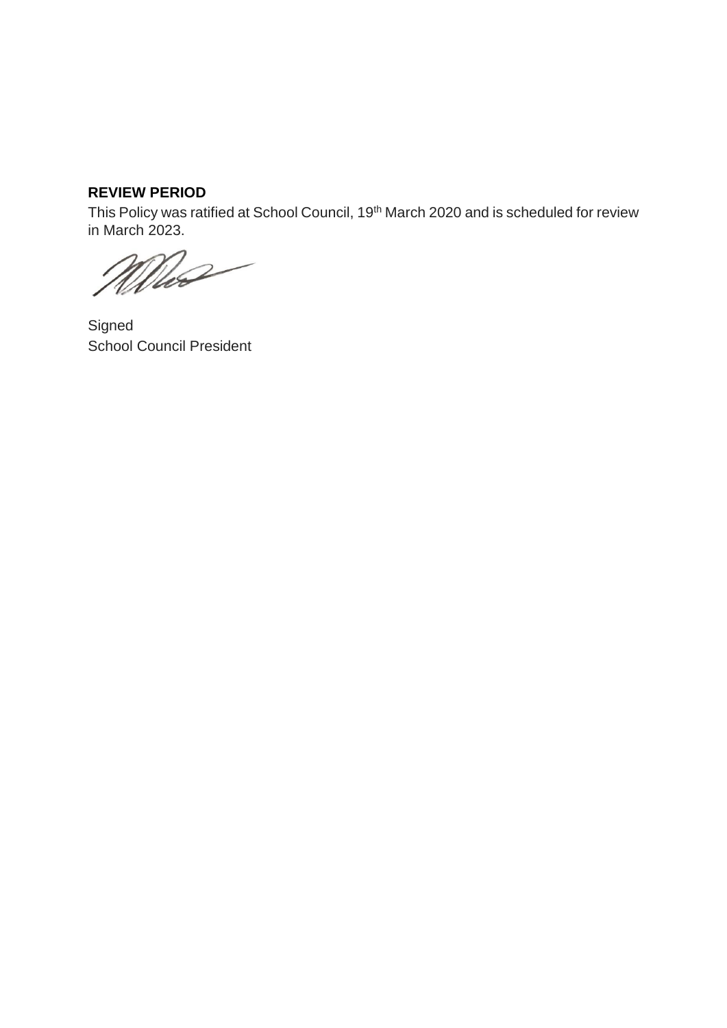## REVIEW PERIOD

This Policy was ratified at School Council, 19th March 2020 and is scheduled for review in March 2023.

Signed
School Council President